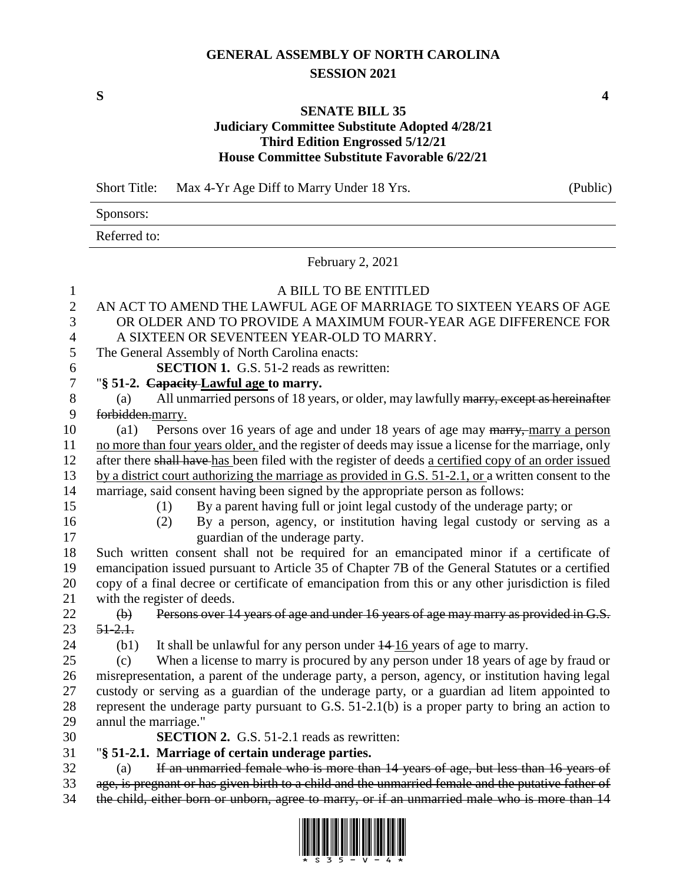# GENERAL ASSEMBLY OF NORTH CAROLINA
## SESSION 2021

**S** **4**

## SENATE BILL 35
### Judiciary Committee Substitute Adopted 4/28/21
### Third Edition Engrossed 5/12/21
### House Committee Substitute Favorable 6/22/21

| Short Title: | Max 4-Yr Age Diff to Marry Under 18 Yrs. | (Public) |
|---|---|---|
| Sponsors: | | |
| Referred to: | | |

February 2, 2021

A BILL TO BE ENTITLED

AN ACT TO AMEND THE LAWFUL AGE OF MARRIAGE TO SIXTEEN YEARS OF AGE OR OLDER AND TO PROVIDE A MAXIMUM FOUR-YEAR AGE DIFFERENCE FOR A SIXTEEN OR SEVENTEEN YEAR-OLD TO MARRY.

The General Assembly of North Carolina enacts:

**SECTION 1.** G.S. 51-2 reads as rewritten:

"**§ 51-2. ~~Capacity~~ Lawful age to marry.**

(a) All unmarried persons of 18 years, or older, may lawfully ~~marry, except as hereinafter forbidden.~~marry.

(a1) Persons over 16 years of age and under 18 years of age may ~~marry,~~ marry a person no more than four years older, and the register of deeds may issue a license for the marriage, only after there ~~shall have~~ has been filed with the register of deeds a certified copy of an order issued by a district court authorizing the marriage as provided in G.S. 51-2.1, or a written consent to the marriage, said consent having been signed by the appropriate person as follows:

(1) By a parent having full or joint legal custody of the underage party; or

(2) By a person, agency, or institution having legal custody or serving as a guardian of the underage party.

Such written consent shall not be required for an emancipated minor if a certificate of emancipation issued pursuant to Article 35 of Chapter 7B of the General Statutes or a certified copy of a final decree or certificate of emancipation from this or any other jurisdiction is filed with the register of deeds.

~~(b) Persons over 14 years of age and under 16 years of age may marry as provided in G.S. 51-2.1.~~

(b1) It shall be unlawful for any person under ~~14~~ 16 years of age to marry.

(c) When a license to marry is procured by any person under 18 years of age by fraud or misrepresentation, a parent of the underage party, a person, agency, or institution having legal custody or serving as a guardian of the underage party, or a guardian ad litem appointed to represent the underage party pursuant to G.S. 51-2.1(b) is a proper party to bring an action to annul the marriage."

**SECTION 2.** G.S. 51-2.1 reads as rewritten:

"**§ 51-2.1. Marriage of certain underage parties.**

(a) ~~If an unmarried female who is more than 14 years of age, but less than 16 years of age, is pregnant or has given birth to a child and the unmarried female and the putative father of the child, either born or unborn, agree to marry, or if an unmarried male who is more than 14~~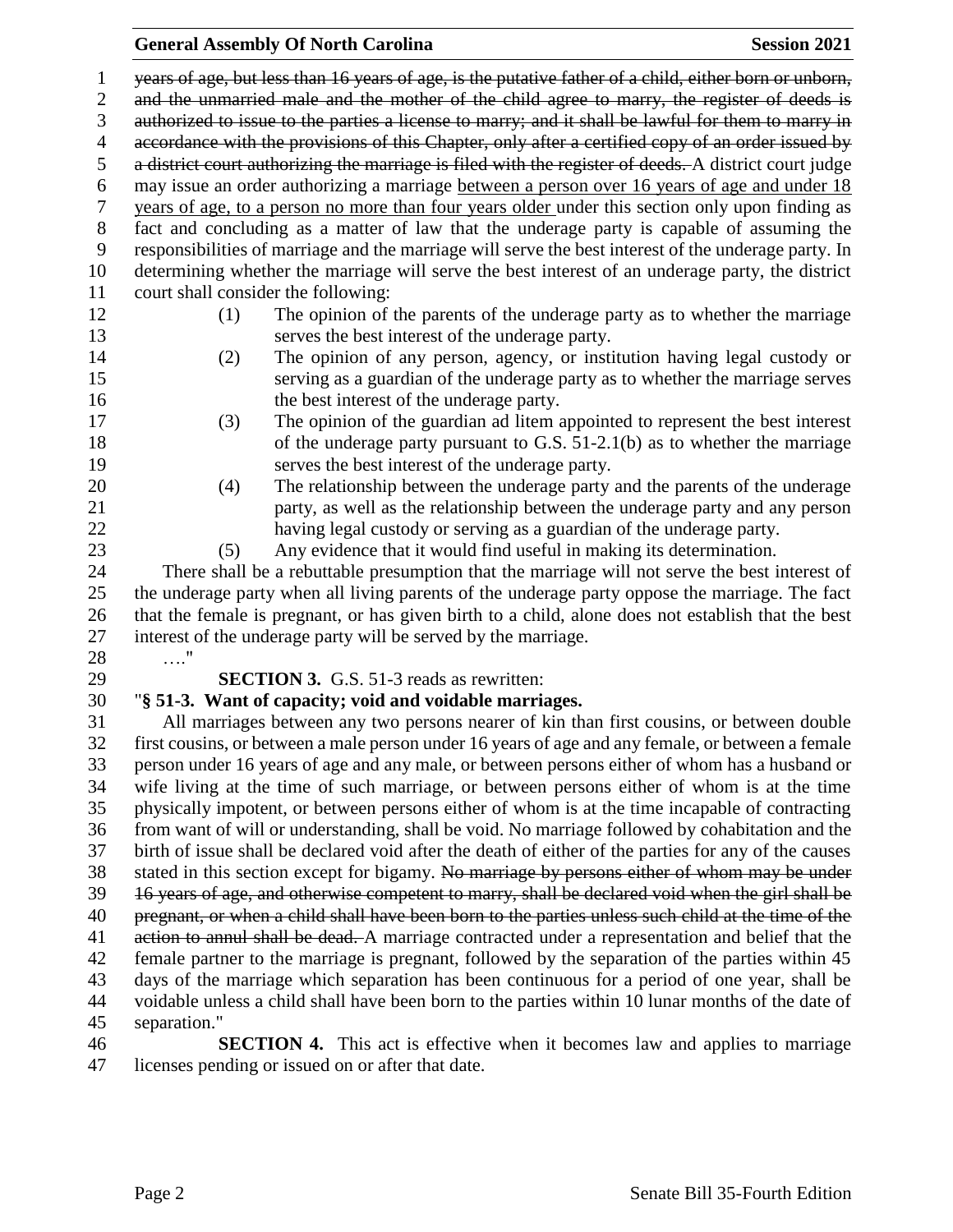~~years of age, but less than 16 years of age, is the putative father of a child, either born or unborn, and the unmarried male and the mother of the child agree to marry, the register of deeds is authorized to issue to the parties a license to marry; and it shall be lawful for them to marry in accordance with the provisions of this Chapter, only after a certified copy of an order issued by a district court authorizing the marriage is filed with the register of deeds.~~ A district court judge may issue an order authorizing a marriage <u>between a person over 16 years of age and under 18 years of age, to a person no more than four years older</u> under this section only upon finding as fact and concluding as a matter of law that the underage party is capable of assuming the responsibilities of marriage and the marriage will serve the best interest of the underage party. In determining whether the marriage will serve the best interest of an underage party, the district court shall consider the following:

(1) The opinion of the parents of the underage party as to whether the marriage serves the best interest of the underage party.

(2) The opinion of any person, agency, or institution having legal custody or serving as a guardian of the underage party as to whether the marriage serves the best interest of the underage party.

(3) The opinion of the guardian ad litem appointed to represent the best interest of the underage party pursuant to G.S. 51-2.1(b) as to whether the marriage serves the best interest of the underage party.

(4) The relationship between the underage party and the parents of the underage party, as well as the relationship between the underage party and any person having legal custody or serving as a guardian of the underage party.

(5) Any evidence that it would find useful in making its determination.

There shall be a rebuttable presumption that the marriage will not serve the best interest of the underage party when all living parents of the underage party oppose the marriage. The fact that the female is pregnant, or has given birth to a child, alone does not establish that the best interest of the underage party will be served by the marriage.

…."

**SECTION 3.** G.S. 51-3 reads as rewritten:

"**§ 51-3. Want of capacity; void and voidable marriages.**

All marriages between any two persons nearer of kin than first cousins, or between double first cousins, or between a male person under 16 years of age and any female, or between a female person under 16 years of age and any male, or between persons either of whom has a husband or wife living at the time of such marriage, or between persons either of whom is at the time physically impotent, or between persons either of whom is at the time incapable of contracting from want of will or understanding, shall be void. No marriage followed by cohabitation and the birth of issue shall be declared void after the death of either of the parties for any of the causes stated in this section except for bigamy. ~~No marriage by persons either of whom may be under 16 years of age, and otherwise competent to marry, shall be declared void when the girl shall be pregnant, or when a child shall have been born to the parties unless such child at the time of the action to annul shall be dead.~~ A marriage contracted under a representation and belief that the female partner to the marriage is pregnant, followed by the separation of the parties within 45 days of the marriage which separation has been continuous for a period of one year, shall be voidable unless a child shall have been born to the parties within 10 lunar months of the date of separation."

**SECTION 4.** This act is effective when it becomes law and applies to marriage licenses pending or issued on or after that date.